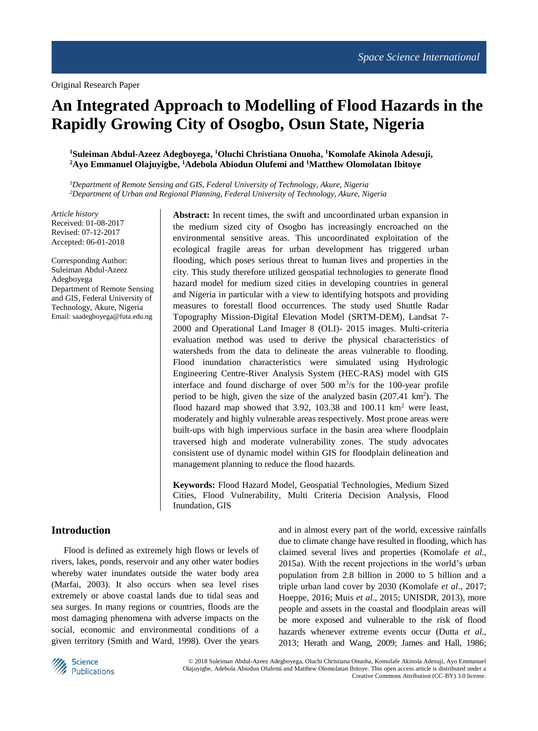Original Research Paper

# An Integrated Approach to Modelling of Flood Hazards in the Rapidly Growing City of Osogbo, Osun State, Nigeria

**[1]Suleiman Abdul-Azeez Adegboyega, [1]Oluchi Christiana Onuoha, [1]Komolafe Akinola Adesuji, [2]Ayo Emmanuel Olajuyigbe, [1]Adebola Abiodun Olufemi and [1]Matthew Olomolatan Ibitoye**

*[1]Department of Remote Sensing and GIS, Federal University of Technology, Akure, Nigeria*
*[2]Department of Urban and Regional Planning, Federal University of Technology, Akure, Nigeria*

*Article history*
Received: 01-08-2017
Revised: 07-12-2017
Accepted: 06-01-2018

Corresponding Author:
Suleiman Abdul-Azeez Adegboyega
Department of Remote Sensing and GIS, Federal University of Technology, Akure, Nigeria
Email: saadegboyega@futa.edu.ng

**Abstract:** In recent times, the swift and uncoordinated urban expansion in the medium sized city of Osogbo has increasingly encroached on the environmental sensitive areas. This uncoordinated exploitation of the ecological fragile areas for urban development has triggered urban flooding, which poses serious threat to human lives and properties in the city. This study therefore utilized geospatial technologies to generate flood hazard model for medium sized cities in developing countries in general and Nigeria in particular with a view to identifying hotspots and providing measures to forestall flood occurrences. The study used Shuttle Radar Topography Mission-Digital Elevation Model (SRTM-DEM), Landsat 7-2000 and Operational Land Imager 8 (OLI)- 2015 images. Multi-criteria evaluation method was used to derive the physical characteristics of watersheds from the data to delineate the areas vulnerable to flooding. Flood inundation characteristics were simulated using Hydrologic Engineering Centre-River Analysis System (HEC-RAS) model with GIS interface and found discharge of over 500 $m^3/s$ for the 100-year profile period to be high, given the size of the analyzed basin (207.41 $km^2$). The flood hazard map showed that 3.92, 103.38 and 100.11 $km^2$ were least, moderately and highly vulnerable areas respectively. Most prone areas were built-ups with high impervious surface in the basin area where floodplain traversed high and moderate vulnerability zones. The study advocates consistent use of dynamic model within GIS for floodplain delineation and management planning to reduce the flood hazards.

**Keywords:** Flood Hazard Model, Geospatial Technologies, Medium Sized Cities, Flood Vulnerability, Multi Criteria Decision Analysis, Flood Inundation, GIS

## Introduction

Flood is defined as extremely high flows or levels of rivers, lakes, ponds, reservoir and any other water bodies whereby water inundates outside the water body area (Marfai, 2003). It also occurs when sea level rises extremely or above coastal lands due to tidal seas and sea surges. In many regions or countries, floods are the most damaging phenomena with adverse impacts on the social, economic and environmental conditions of a given territory (Smith and Ward, 1998). Over the years and in almost every part of the world, excessive rainfalls due to climate change have resulted in flooding, which has claimed several lives and properties (Komolafe *et al*., 2015a). With the recent projections in the world's urban population from 2.8 billion in 2000 to 5 billion and a triple urban land cover by 2030 (Komolafe *et al*., 2017; Hoeppe, 2016; Muis *et al*., 2015; UNISDR, 2013), more people and assets in the coastal and floodplain areas will be more exposed and vulnerable to the risk of flood hazards whenever extreme events occur (Dutta *et al*., 2013; Herath and Wang, 2009; James and Hall, 1986;

© 2018 Suleiman Abdul-Azeez Adegboyega, Oluchi Christiana Onuoha, Komolafe Akinola Adesuji, Ayo Emmanuel Olajuyigbe, Adebola Abiodun Olufemi and Matthew Olomolatan Ibitoye. This open access article is distributed under a Creative Commons Attribution (CC-BY) 3.0 license.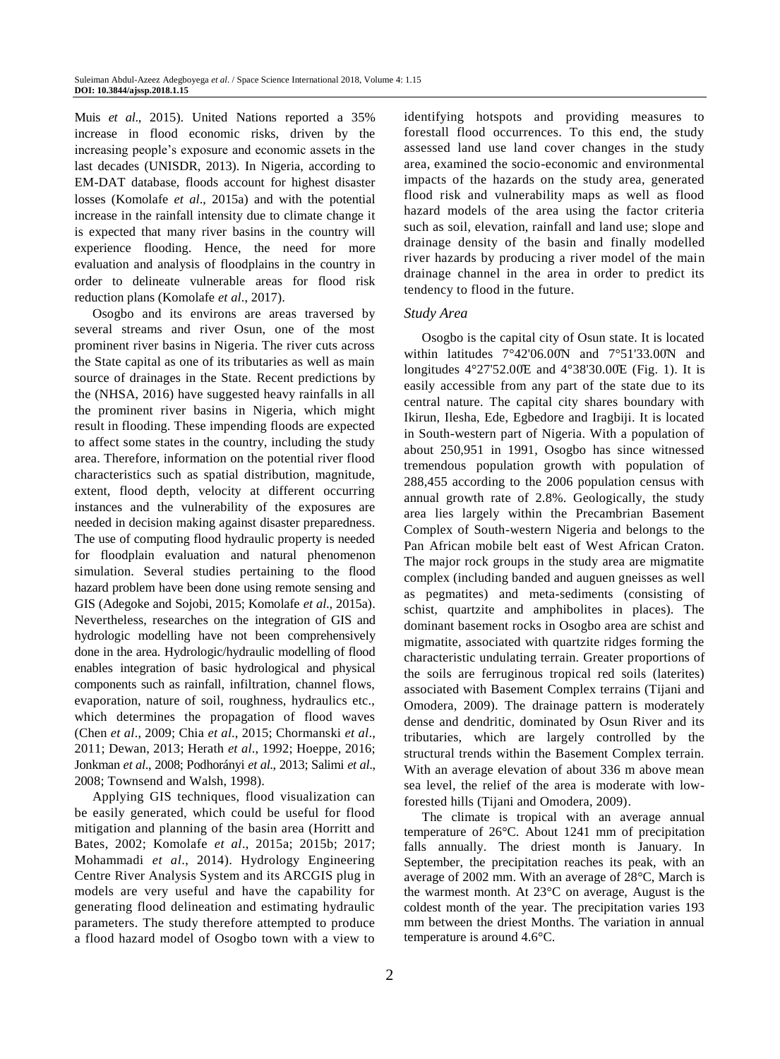Muis *et al*., 2015). United Nations reported a 35% increase in flood economic risks, driven by the increasing people's exposure and economic assets in the last decades (UNISDR, 2013). In Nigeria, according to EM-DAT database, floods account for highest disaster losses (Komolafe *et al*., 2015a) and with the potential increase in the rainfall intensity due to climate change it is expected that many river basins in the country will experience flooding. Hence, the need for more evaluation and analysis of floodplains in the country in order to delineate vulnerable areas for flood risk reduction plans (Komolafe *et al*., 2017).

Osogbo and its environs are areas traversed by several streams and river Osun, one of the most prominent river basins in Nigeria. The river cuts across the State capital as one of its tributaries as well as main source of drainages in the State. Recent predictions by the (NHSA, 2016) have suggested heavy rainfalls in all the prominent river basins in Nigeria, which might result in flooding. These impending floods are expected to affect some states in the country, including the study area. Therefore, information on the potential river flood characteristics such as spatial distribution, magnitude, extent, flood depth, velocity at different occurring instances and the vulnerability of the exposures are needed in decision making against disaster preparedness. The use of computing flood hydraulic property is needed for floodplain evaluation and natural phenomenon simulation. Several studies pertaining to the flood hazard problem have been done using remote sensing and GIS (Adegoke and Sojobi, 2015; Komolafe *et al*., 2015a). Nevertheless, researches on the integration of GIS and hydrologic modelling have not been comprehensively done in the area. Hydrologic/hydraulic modelling of flood enables integration of basic hydrological and physical components such as rainfall, infiltration, channel flows, evaporation, nature of soil, roughness, hydraulics etc., which determines the propagation of flood waves (Chen *et al*., 2009; Chia *et al*., 2015; Chormanski *et al*., 2011; Dewan, 2013; Herath *et al*., 1992; Hoeppe, 2016; Jonkman *et al*., 2008; Podhorányi *et al*., 2013; Salimi *et al*., 2008; Townsend and Walsh, 1998).

Applying GIS techniques, flood visualization can be easily generated, which could be useful for flood mitigation and planning of the basin area (Horritt and Bates, 2002; Komolafe *et al*., 2015a; 2015b; 2017; Mohammadi *et al*., 2014). Hydrology Engineering Centre River Analysis System and its ARCGIS plug in models are very useful and have the capability for generating flood delineation and estimating hydraulic parameters. The study therefore attempted to produce a flood hazard model of Osogbo town with a view to identifying hotspots and providing measures to forestall flood occurrences. To this end, the study assessed land use land cover changes in the study area, examined the socio-economic and environmental impacts of the hazards on the study area, generated flood risk and vulnerability maps as well as flood hazard models of the area using the factor criteria such as soil, elevation, rainfall and land use; slope and drainage density of the basin and finally modelled river hazards by producing a river model of the main drainage channel in the area in order to predict its tendency to flood in the future.

### *Study Area*

Osogbo is the capital city of Osun state. It is located within latitudes 7°42'06.00"N and 7°51'33.00"N and longitudes 4°27'52.00"E and 4°38'30.00"E (Fig. 1). It is easily accessible from any part of the state due to its central nature. The capital city shares boundary with Ikirun, Ilesha, Ede, Egbedore and Iragbiji. It is located in South-western part of Nigeria. With a population of about 250,951 in 1991, Osogbo has since witnessed tremendous population growth with population of 288,455 according to the 2006 population census with annual growth rate of 2.8%. Geologically, the study area lies largely within the Precambrian Basement Complex of South-western Nigeria and belongs to the Pan African mobile belt east of West African Craton. The major rock groups in the study area are migmatite complex (including banded and auguen gneisses as well as pegmatites) and meta-sediments (consisting of schist, quartzite and amphibolites in places). The dominant basement rocks in Osogbo area are schist and migmatite, associated with quartzite ridges forming the characteristic undulating terrain. Greater proportions of the soils are ferruginous tropical red soils (laterites) associated with Basement Complex terrains (Tijani and Omodera, 2009). The drainage pattern is moderately dense and dendritic, dominated by Osun River and its tributaries, which are largely controlled by the structural trends within the Basement Complex terrain. With an average elevation of about 336 m above mean sea level, the relief of the area is moderate with low-forested hills (Tijani and Omodera, 2009).

The climate is tropical with an average annual temperature of 26°C. About 1241 mm of precipitation falls annually. The driest month is January. In September, the precipitation reaches its peak, with an average of 2002 mm. With an average of 28°C, March is the warmest month. At 23°C on average, August is the coldest month of the year. The precipitation varies 193 mm between the driest Months. The variation in annual temperature is around 4.6°C.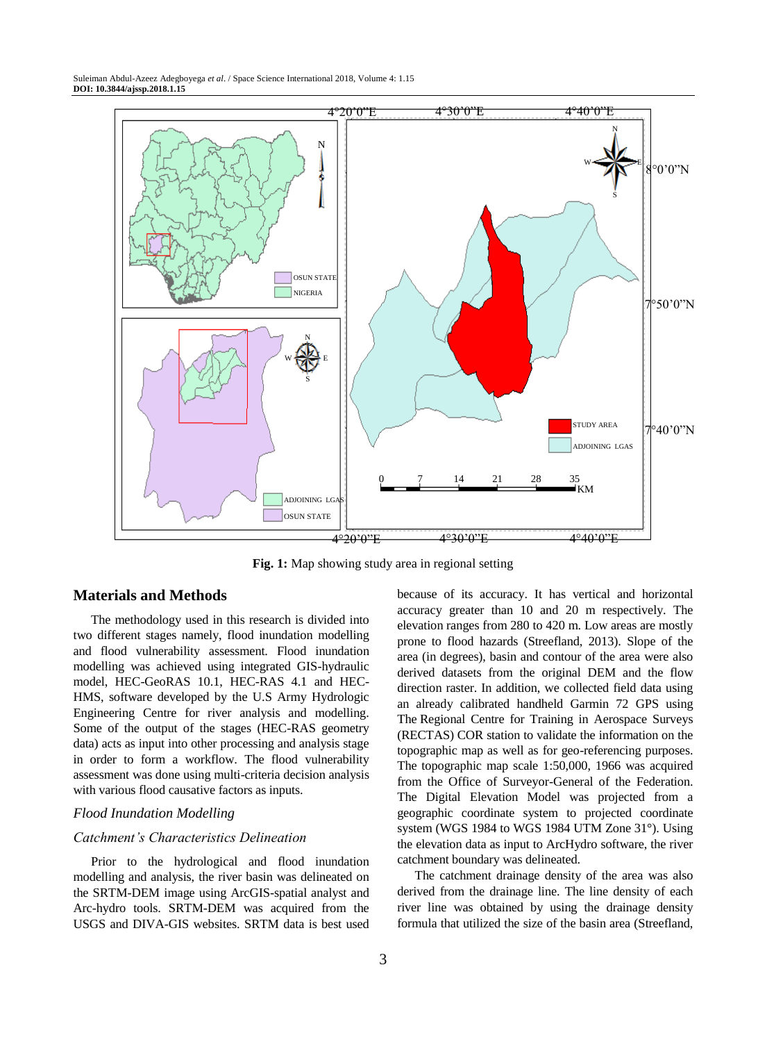Fig. 1: Map showing study area in regional setting

## Materials and Methods

The methodology used in this research is divided into two different stages namely, flood inundation modelling and flood vulnerability assessment. Flood inundation modelling was achieved using integrated GIS-hydraulic model, HEC-GeoRAS 10.1, HEC-RAS 4.1 and HEC-HMS, software developed by the U.S Army Hydrologic Engineering Centre for river analysis and modelling. Some of the output of the stages (HEC-RAS geometry data) acts as input into other processing and analysis stage in order to form a workflow. The flood vulnerability assessment was done using multi-criteria decision analysis with various flood causative factors as inputs.

### *Flood Inundation Modelling*

### *Catchment's Characteristics Delineation*

Prior to the hydrological and flood inundation modelling and analysis, the river basin was delineated on the SRTM-DEM image using ArcGIS-spatial analyst and Arc-hydro tools. SRTM-DEM was acquired from the USGS and DIVA-GIS websites. SRTM data is best used because of its accuracy. It has vertical and horizontal accuracy greater than 10 and 20 m respectively. The elevation ranges from 280 to 420 m. Low areas are mostly prone to flood hazards (Streefland, 2013). Slope of the area (in degrees), basin and contour of the area were also derived datasets from the original DEM and the flow direction raster. In addition, we collected field data using an already calibrated handheld Garmin 72 GPS using The Regional Centre for Training in Aerospace Surveys (RECTAS) COR station to validate the information on the topographic map as well as for geo-referencing purposes. The topographic map scale 1:50,000, 1966 was acquired from the Office of Surveyor-General of the Federation. The Digital Elevation Model was projected from a geographic coordinate system to projected coordinate system (WGS 1984 to WGS 1984 UTM Zone 31°). Using the elevation data as input to ArcHydro software, the river catchment boundary was delineated.

The catchment drainage density of the area was also derived from the drainage line. The line density of each river line was obtained by using the drainage density formula that utilized the size of the basin area (Streefland,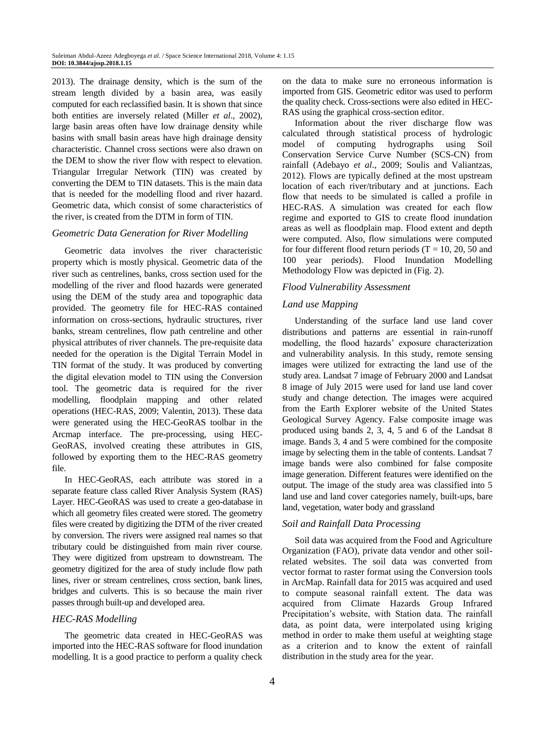2013). The drainage density, which is the sum of the stream length divided by a basin area, was easily computed for each reclassified basin. It is shown that since both entities are inversely related (Miller *et al*., 2002), large basin areas often have low drainage density while basins with small basin areas have high drainage density characteristic. Channel cross sections were also drawn on the DEM to show the river flow with respect to elevation. Triangular Irregular Network (TIN) was created by converting the DEM to TIN datasets. This is the main data that is needed for the modelling flood and river hazard. Geometric data, which consist of some characteristics of the river, is created from the DTM in form of TIN.

### *Geometric Data Generation for River Modelling*

Geometric data involves the river characteristic property which is mostly physical. Geometric data of the river such as centrelines, banks, cross section used for the modelling of the river and flood hazards were generated using the DEM of the study area and topographic data provided. The geometry file for HEC-RAS contained information on cross-sections, hydraulic structures, river banks, stream centrelines, flow path centreline and other physical attributes of river channels. The pre-requisite data needed for the operation is the Digital Terrain Model in TIN format of the study. It was produced by converting the digital elevation model to TIN using the Conversion tool. The geometric data is required for the river modelling, floodplain mapping and other related operations (HEC-RAS, 2009; Valentin, 2013). These data were generated using the HEC-GeoRAS toolbar in the Arcmap interface. The pre-processing, using HEC-GeoRAS, involved creating these attributes in GIS, followed by exporting them to the HEC-RAS geometry file.

In HEC-GeoRAS, each attribute was stored in a separate feature class called River Analysis System (RAS) Layer. HEC-GeoRAS was used to create a geo-database in which all geometry files created were stored. The geometry files were created by digitizing the DTM of the river created by conversion. The rivers were assigned real names so that tributary could be distinguished from main river course. They were digitized from upstream to downstream. The geometry digitized for the area of study include flow path lines, river or stream centrelines, cross section, bank lines, bridges and culverts. This is so because the main river passes through built-up and developed area.

### *HEC-RAS Modelling*

The geometric data created in HEC-GeoRAS was imported into the HEC-RAS software for flood inundation modelling. It is a good practice to perform a quality check on the data to make sure no erroneous information is imported from GIS. Geometric editor was used to perform the quality check. Cross-sections were also edited in HEC-RAS using the graphical cross-section editor.

Information about the river discharge flow was calculated through statistical process of hydrologic model of computing hydrographs using Soil Conservation Service Curve Number (SCS-CN) from rainfall (Adebayo *et al*., 2009; Soulis and Valiantzas, 2012). Flows are typically defined at the most upstream location of each river/tributary and at junctions. Each flow that needs to be simulated is called a profile in HEC-RAS. A simulation was created for each flow regime and exported to GIS to create flood inundation areas as well as floodplain map. Flood extent and depth were computed. Also, flow simulations were computed for four different flood return periods ($T = 10$, 20, 50 and 100 year periods). Flood Inundation Modelling Methodology Flow was depicted in (Fig. 2).

### *Flood Vulnerability Assessment*

### *Land use Mapping*

Understanding of the surface land use land cover distributions and patterns are essential in rain-runoff modelling, the flood hazards' exposure characterization and vulnerability analysis. In this study, remote sensing images were utilized for extracting the land use of the study area. Landsat 7 image of February 2000 and Landsat 8 image of July 2015 were used for land use land cover study and change detection. The images were acquired from the Earth Explorer website of the United States Geological Survey Agency. False composite image was produced using bands 2, 3, 4, 5 and 6 of the Landsat 8 image. Bands 3, 4 and 5 were combined for the composite image by selecting them in the table of contents. Landsat 7 image bands were also combined for false composite image generation. Different features were identified on the output. The image of the study area was classified into 5 land use and land cover categories namely, built-ups, bare land, vegetation, water body and grassland

### *Soil and Rainfall Data Processing*

Soil data was acquired from the Food and Agriculture Organization (FAO), private data vendor and other soil-related websites. The soil data was converted from vector format to raster format using the Conversion tools in ArcMap. Rainfall data for 2015 was acquired and used to compute seasonal rainfall extent. The data was acquired from Climate Hazards Group Infrared Precipitation's website, with Station data. The rainfall data, as point data, were interpolated using kriging method in order to make them useful at weighting stage as a criterion and to know the extent of rainfall distribution in the study area for the year.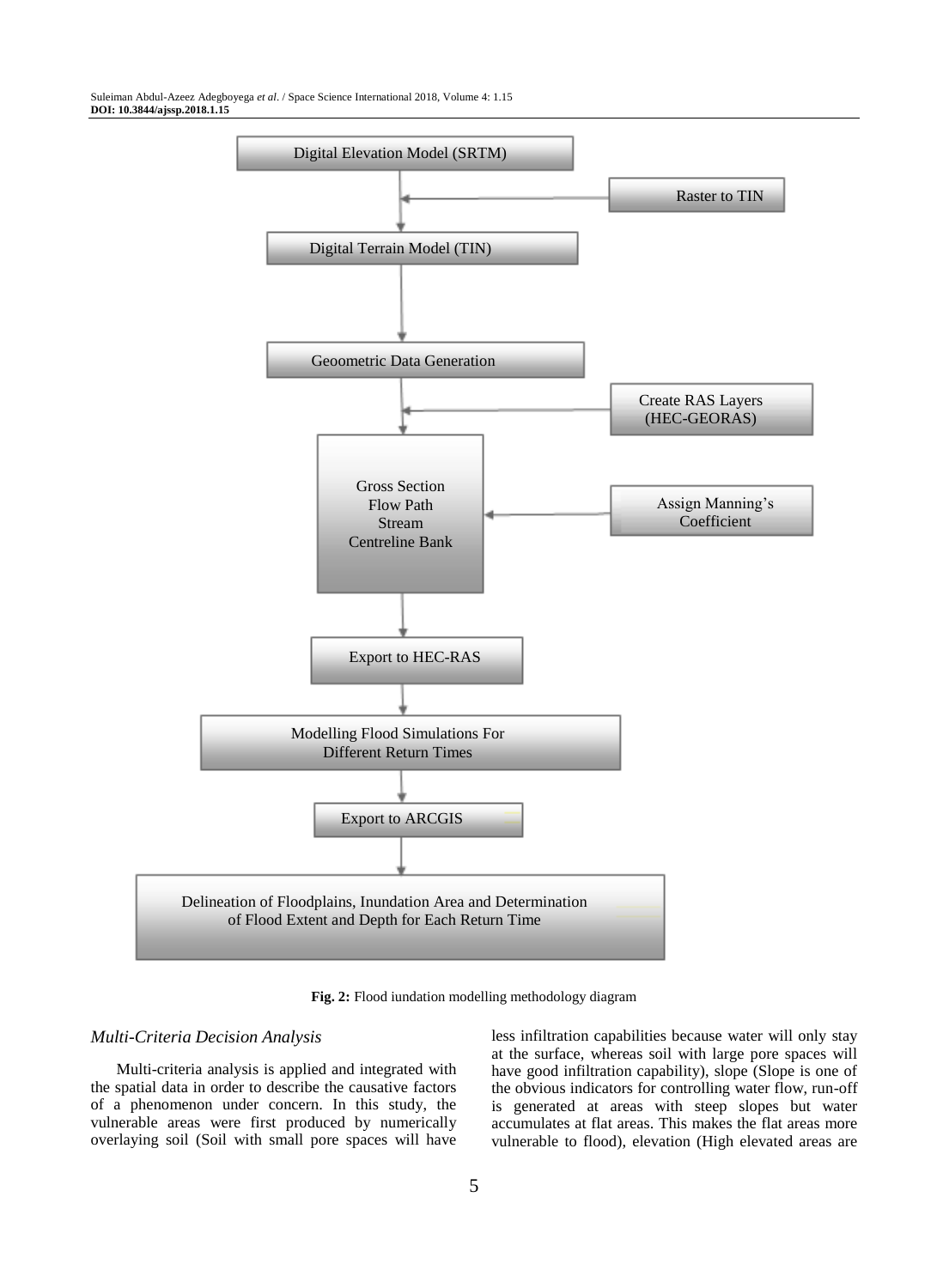Digital Elevation Model (SRTM)

Raster to TIN

Digital Terrain Model (TIN)

Geoometric Data Generation

Create RAS Layers (HEC-GEORAS)

Gross Section
Flow Path
Stream
Centreline Bank

Assign Manning's Coefficient

Export to HEC-RAS

Modelling Flood Simulations For Different Return Times

Export to ARCGIS

Delineation of Floodplains, Inundation Area and Determination of Flood Extent and Depth for Each Return Time

**Fig. 2:** Flood iundation modelling methodology diagram

### *Multi-Criteria Decision Analysis*

Multi-criteria analysis is applied and integrated with the spatial data in order to describe the causative factors of a phenomenon under concern. In this study, the vulnerable areas were first produced by numerically overlaying soil (Soil with small pore spaces will have less infiltration capabilities because water will only stay at the surface, whereas soil with large pore spaces will have good infiltration capability), slope (Slope is one of the obvious indicators for controlling water flow, run-off is generated at areas with steep slopes but water accumulates at flat areas. This makes the flat areas more vulnerable to flood), elevation (High elevated areas are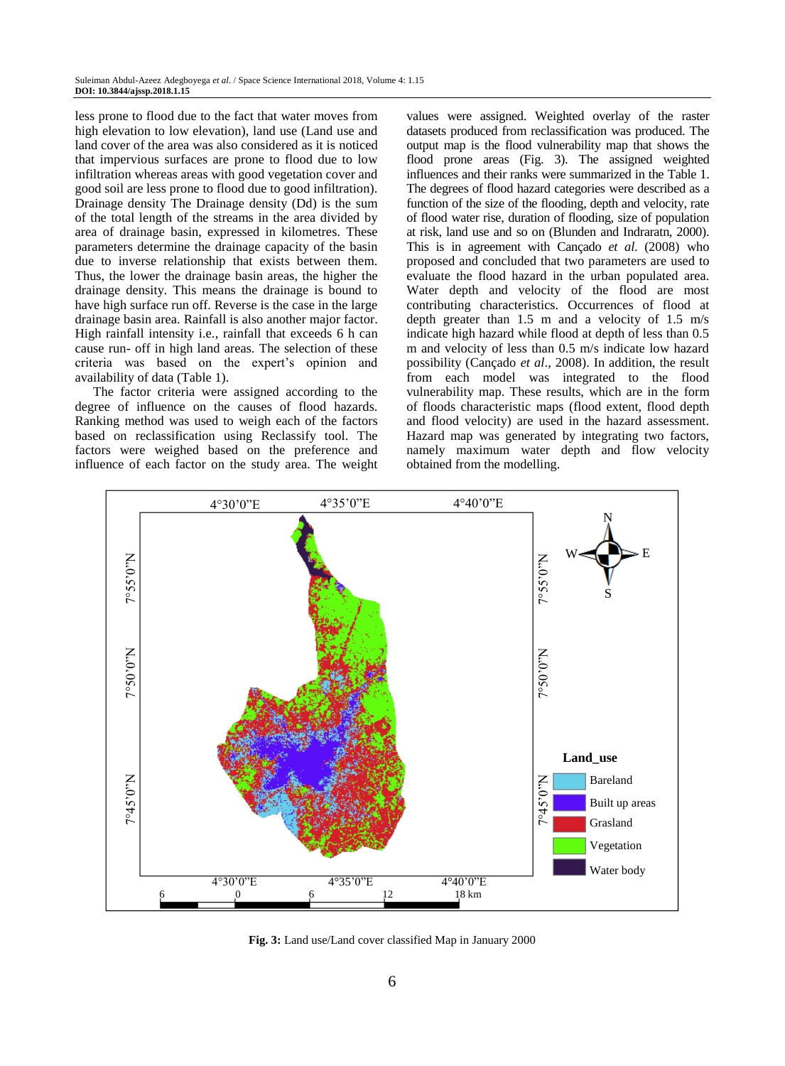less prone to flood due to the fact that water moves from high elevation to low elevation), land use (Land use and land cover of the area was also considered as it is noticed that impervious surfaces are prone to flood due to low infiltration whereas areas with good vegetation cover and good soil are less prone to flood due to good infiltration). Drainage density The Drainage density (Dd) is the sum of the total length of the streams in the area divided by area of drainage basin, expressed in kilometres. These parameters determine the drainage capacity of the basin due to inverse relationship that exists between them. Thus, the lower the drainage basin areas, the higher the drainage density. This means the drainage is bound to have high surface run off. Reverse is the case in the large drainage basin area. Rainfall is also another major factor. High rainfall intensity i.e., rainfall that exceeds 6 h can cause run- off in high land areas. The selection of these criteria was based on the expert's opinion and availability of data (Table 1).

The factor criteria were assigned according to the degree of influence on the causes of flood hazards. Ranking method was used to weigh each of the factors based on reclassification using Reclassify tool. The factors were weighed based on the preference and influence of each factor on the study area. The weight values were assigned. Weighted overlay of the raster datasets produced from reclassification was produced. The output map is the flood vulnerability map that shows the flood prone areas (Fig. 3). The assigned weighted influences and their ranks were summarized in the Table 1. The degrees of flood hazard categories were described as a function of the size of the flooding, depth and velocity, rate of flood water rise, duration of flooding, size of population at risk, land use and so on (Blunden and Indraratn, 2000). This is in agreement with Cançado *et al.* (2008) who proposed and concluded that two parameters are used to evaluate the flood hazard in the urban populated area. Water depth and velocity of the flood are most contributing characteristics. Occurrences of flood at depth greater than 1.5 m and a velocity of 1.5 m/s indicate high hazard while flood at depth of less than 0.5 m and velocity of less than 0.5 m/s indicate low hazard possibility (Cançado *et al*., 2008). In addition, the result from each model was integrated to the flood vulnerability map. These results, which are in the form of floods characteristic maps (flood extent, flood depth and flood velocity) are used in the hazard assessment. Hazard map was generated by integrating two factors, namely maximum water depth and flow velocity obtained from the modelling.

**Fig. 3:** Land use/Land cover classified Map in January 2000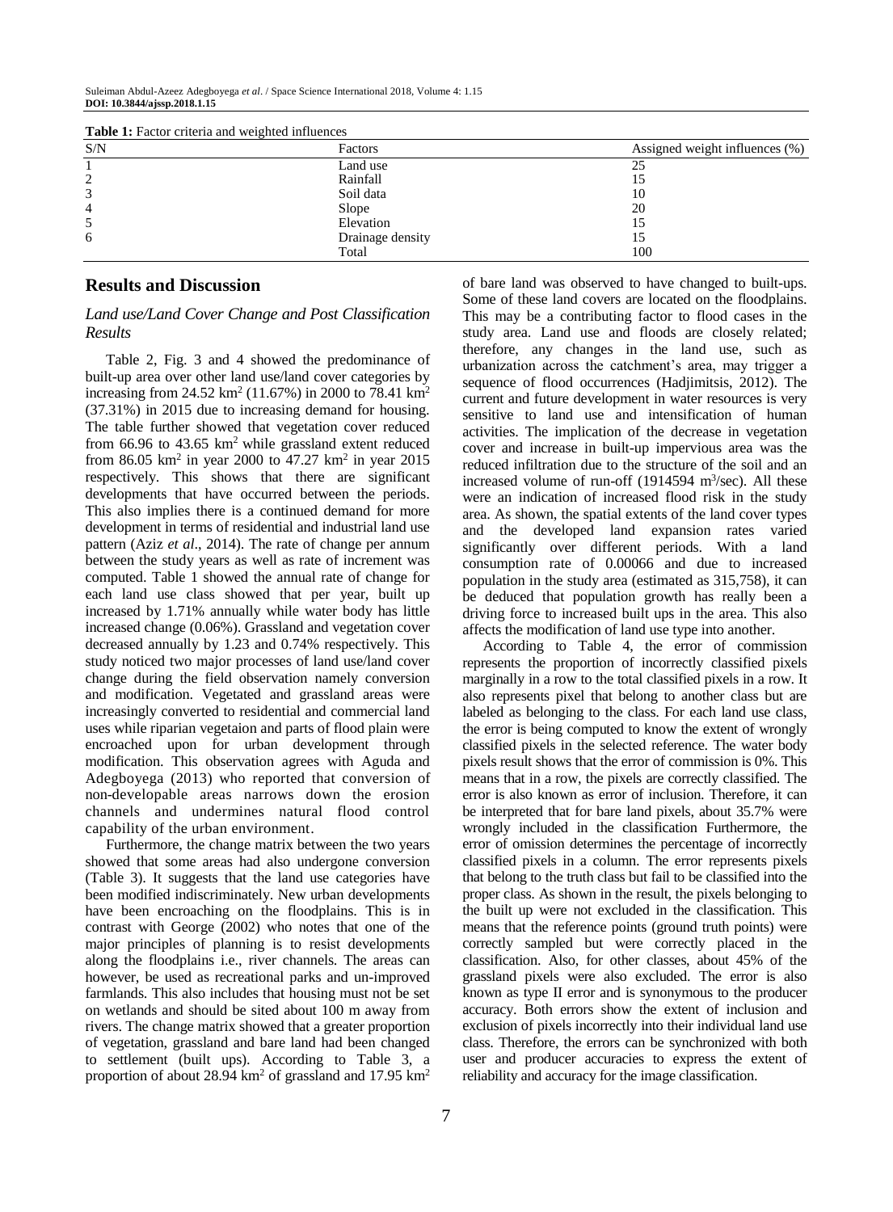**Table 1:** Factor criteria and weighted influences

| S/N | Factors | Assigned weight influences (%) |
|---|---|---|
| 1 | Land use | 25 |
| 2 | Rainfall | 15 |
| 3 | Soil data | 10 |
| 4 | Slope | 20 |
| 5 | Elevation | 15 |
| 6 | Drainage density | 15 |
| | Total | 100 |

## Results and Discussion

### *Land use/Land Cover Change and Post Classification Results*

Table 2, Fig. 3 and 4 showed the predominance of built-up area over other land use/land cover categories by increasing from 24.52 km$^2$ (11.67%) in 2000 to 78.41 km$^2$ (37.31%) in 2015 due to increasing demand for housing. The table further showed that vegetation cover reduced from 66.96 to 43.65 km$^2$ while grassland extent reduced from 86.05 km$^2$ in year 2000 to 47.27 km$^2$ in year 2015 respectively. This shows that there are significant developments that have occurred between the periods. This also implies there is a continued demand for more development in terms of residential and industrial land use pattern (Aziz *et al*., 2014). The rate of change per annum between the study years as well as rate of increment was computed. Table 1 showed the annual rate of change for each land use class showed that per year, built up increased by 1.71% annually while water body has little increased change (0.06%). Grassland and vegetation cover decreased annually by 1.23 and 0.74% respectively. This study noticed two major processes of land use/land cover change during the field observation namely conversion and modification. Vegetated and grassland areas were increasingly converted to residential and commercial land uses while riparian vegetaion and parts of flood plain were encroached upon for urban development through modification. This observation agrees with Aguda and Adegboyega (2013) who reported that conversion of non-developable areas narrows down the erosion channels and undermines natural flood control capability of the urban environment.

Furthermore, the change matrix between the two years showed that some areas had also undergone conversion (Table 3). It suggests that the land use categories have been modified indiscriminately. New urban developments have been encroaching on the floodplains. This is in contrast with George (2002) who notes that one of the major principles of planning is to resist developments along the floodplains i.e., river channels. The areas can however, be used as recreational parks and un-improved farmlands. This also includes that housing must not be set on wetlands and should be sited about 100 m away from rivers. The change matrix showed that a greater proportion of vegetation, grassland and bare land had been changed to settlement (built ups). According to Table 3, a proportion of about 28.94 km$^2$ of grassland and 17.95 km$^2$ of bare land was observed to have changed to built-ups. Some of these land covers are located on the floodplains. This may be a contributing factor to flood cases in the study area. Land use and floods are closely related; therefore, any changes in the land use, such as urbanization across the catchment's area, may trigger a sequence of flood occurrences (Hadjimitsis, 2012). The current and future development in water resources is very sensitive to land use and intensification of human activities. The implication of the decrease in vegetation cover and increase in built-up impervious area was the reduced infiltration due to the structure of the soil and an increased volume of run-off (1914594 m$^3$/sec). All these were an indication of increased flood risk in the study area. As shown, the spatial extents of the land cover types and the developed land expansion rates varied significantly over different periods. With a land consumption rate of 0.00066 and due to increased population in the study area (estimated as 315,758), it can be deduced that population growth has really been a driving force to increased built ups in the area. This also affects the modification of land use type into another.

According to Table 4, the error of commission represents the proportion of incorrectly classified pixels marginally in a row to the total classified pixels in a row. It also represents pixel that belong to another class but are labeled as belonging to the class. For each land use class, the error is being computed to know the extent of wrongly classified pixels in the selected reference. The water body pixels result shows that the error of commission is 0%. This means that in a row, the pixels are correctly classified. The error is also known as error of inclusion. Therefore, it can be interpreted that for bare land pixels, about 35.7% were wrongly included in the classification Furthermore, the error of omission determines the percentage of incorrectly classified pixels in a column. The error represents pixels that belong to the truth class but fail to be classified into the proper class. As shown in the result, the pixels belonging to the built up were not excluded in the classification. This means that the reference points (ground truth points) were correctly sampled but were correctly placed in the classification. Also, for other classes, about 45% of the grassland pixels were also excluded. The error is also known as type II error and is synonymous to the producer accuracy. Both errors show the extent of inclusion and exclusion of pixels incorrectly into their individual land use class. Therefore, the errors can be synchronized with both user and producer accuracies to express the extent of reliability and accuracy for the image classification.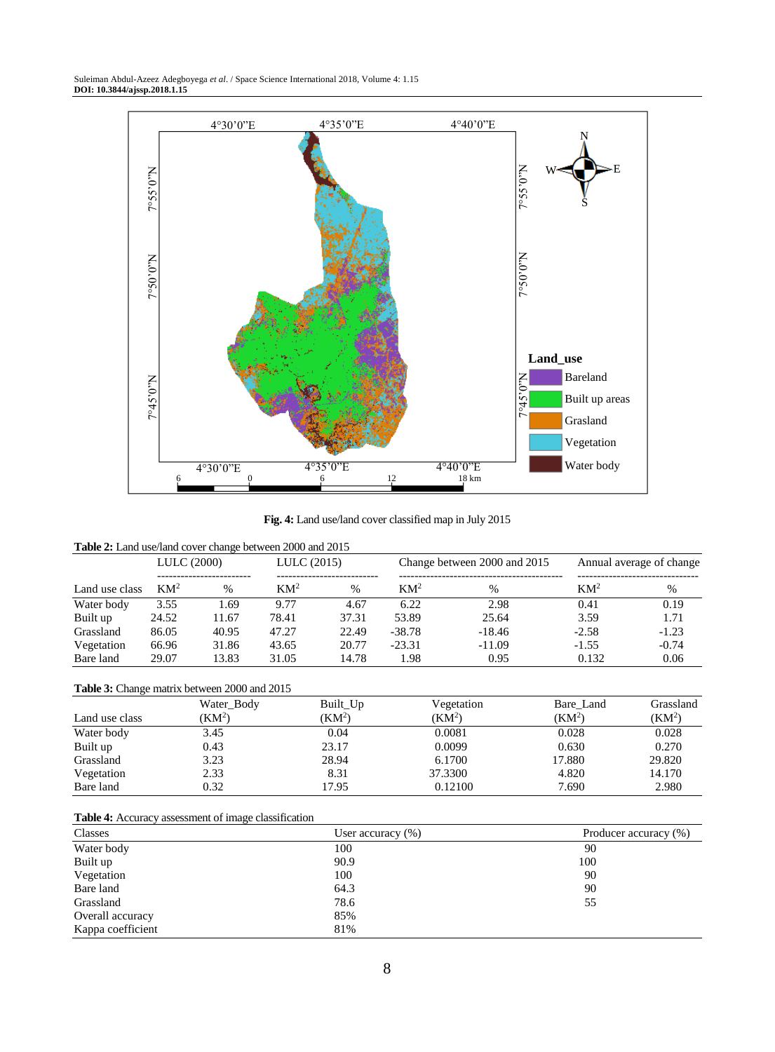Fig. 4: Land use/land cover classified map in July 2015

**Table 2:** Land use/land cover change between 2000 and 2015

| | LULC (2000) | | LULC (2015) | | Change between 2000 and 2015 | | Annual average of change | |
|---|---|---|---|---|---|---|---|---|
| Land use class | $KM^2$ | % | $KM^2$ | % | $KM^2$ | % | $KM^2$ | % |
| Water body | 3.55 | 1.69 | 9.77 | 4.67 | 6.22 | 2.98 | 0.41 | 0.19 |
| Built up | 24.52 | 11.67 | 78.41 | 37.31 | 53.89 | 25.64 | 3.59 | 1.71 |
| Grassland | 86.05 | 40.95 | 47.27 | 22.49 | -38.78 | -18.46 | -2.58 | -1.23 |
| Vegetation | 66.96 | 31.86 | 43.65 | 20.77 | -23.31 | -11.09 | -1.55 | -0.74 |
| Bare land | 29.07 | 13.83 | 31.05 | 14.78 | 1.98 | 0.95 | 0.132 | 0.06 |

**Table 3:** Change matrix between 2000 and 2015

| Land use class | Water_Body ($KM^2$) | Built_Up ($KM^2$) | Vegetation ($KM^2$) | Bare_Land ($KM^2$) | Grassland ($KM^2$) |
|---|---|---|---|---|---|
| Water body | 3.45 | 0.04 | 0.0081 | 0.028 | 0.028 |
| Built up | 0.43 | 23.17 | 0.0099 | 0.630 | 0.270 |
| Grassland | 3.23 | 28.94 | 6.1700 | 17.880 | 29.820 |
| Vegetation | 2.33 | 8.31 | 37.3300 | 4.820 | 14.170 |
| Bare land | 0.32 | 17.95 | 0.12100 | 7.690 | 2.980 |

**Table 4:** Accuracy assessment of image classification

| Classes | User accuracy (%) | Producer accuracy (%) |
|---|---|---|
| Water body | 100 | 90 |
| Built up | 90.9 | 100 |
| Vegetation | 100 | 90 |
| Bare land | 64.3 | 90 |
| Grassland | 78.6 | 55 |
| Overall accuracy | 85% | |
| Kappa coefficient | 81% | |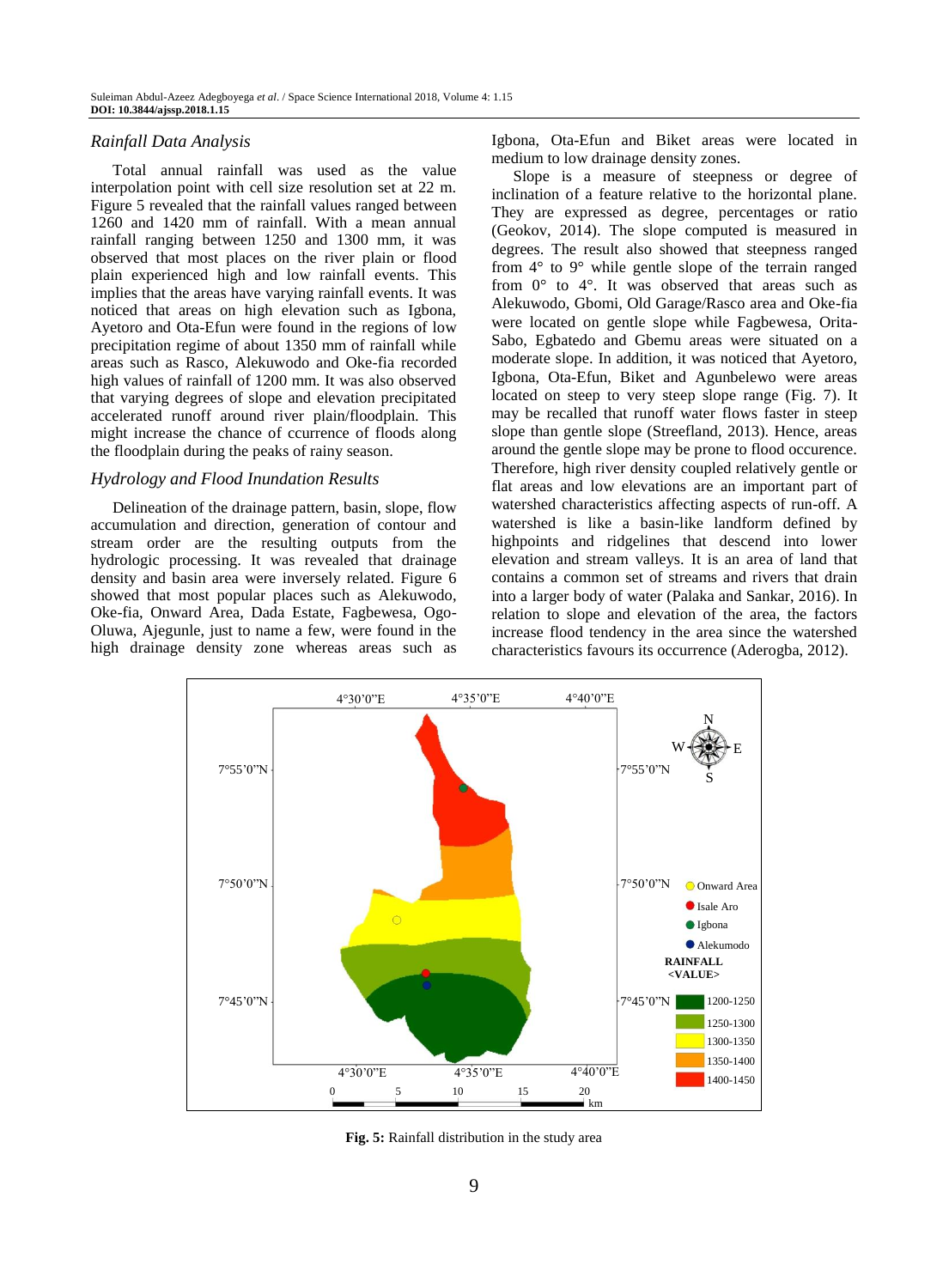### *Rainfall Data Analysis*

Total annual rainfall was used as the value interpolation point with cell size resolution set at 22 m. Figure 5 revealed that the rainfall values ranged between 1260 and 1420 mm of rainfall. With a mean annual rainfall ranging between 1250 and 1300 mm, it was observed that most places on the river plain or flood plain experienced high and low rainfall events. This implies that the areas have varying rainfall events. It was noticed that areas on high elevation such as Igbona, Ayetoro and Ota-Efun were found in the regions of low precipitation regime of about 1350 mm of rainfall while areas such as Rasco, Alekuwodo and Oke-fia recorded high values of rainfall of 1200 mm. It was also observed that varying degrees of slope and elevation precipitated accelerated runoff around river plain/floodplain. This might increase the chance of ccurrence of floods along the floodplain during the peaks of rainy season.

### *Hydrology and Flood Inundation Results*

Delineation of the drainage pattern, basin, slope, flow accumulation and direction, generation of contour and stream order are the resulting outputs from the hydrologic processing. It was revealed that drainage density and basin area were inversely related. Figure 6 showed that most popular places such as Alekuwodo, Oke-fia, Onward Area, Dada Estate, Fagbewesa, Ogo-Oluwa, Ajegunle, just to name a few, were found in the high drainage density zone whereas areas such as Igbona, Ota-Efun and Biket areas were located in medium to low drainage density zones.

Slope is a measure of steepness or degree of inclination of a feature relative to the horizontal plane. They are expressed as degree, percentages or ratio (Geokov, 2014). The slope computed is measured in degrees. The result also showed that steepness ranged from 4° to 9° while gentle slope of the terrain ranged from 0° to 4°. It was observed that areas such as Alekuwodo, Gbomi, Old Garage/Rasco area and Oke-fia were located on gentle slope while Fagbewesa, Orita-Sabo, Egbatedo and Gbemu areas were situated on a moderate slope. In addition, it was noticed that Ayetoro, Igbona, Ota-Efun, Biket and Agunbelewo were areas located on steep to very steep slope range (Fig. 7). It may be recalled that runoff water flows faster in steep slope than gentle slope (Streefland, 2013). Hence, areas around the gentle slope may be prone to flood occurence. Therefore, high river density coupled relatively gentle or flat areas and low elevations are an important part of watershed characteristics affecting aspects of run-off. A watershed is like a basin-like landform defined by highpoints and ridgelines that descend into lower elevation and stream valleys. It is an area of land that contains a common set of streams and rivers that drain into a larger body of water (Palaka and Sankar, 2016). In relation to slope and elevation of the area, the factors increase flood tendency in the area since the watershed characteristics favours its occurrence (Aderogba, 2012).

**Fig. 5:** Rainfall distribution in the study area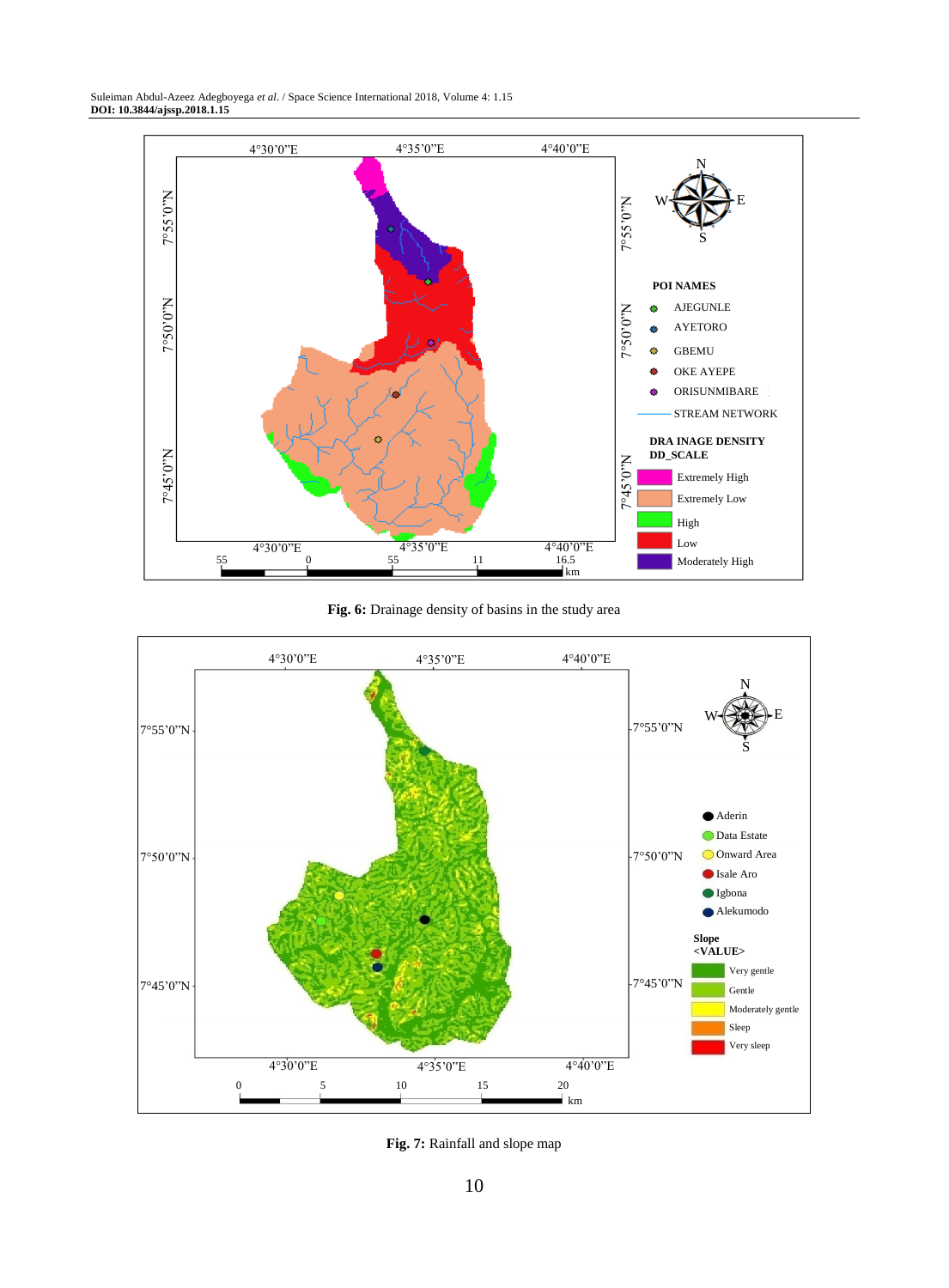Fig. 6: Drainage density of basins in the study area

Fig. 7: Rainfall and slope map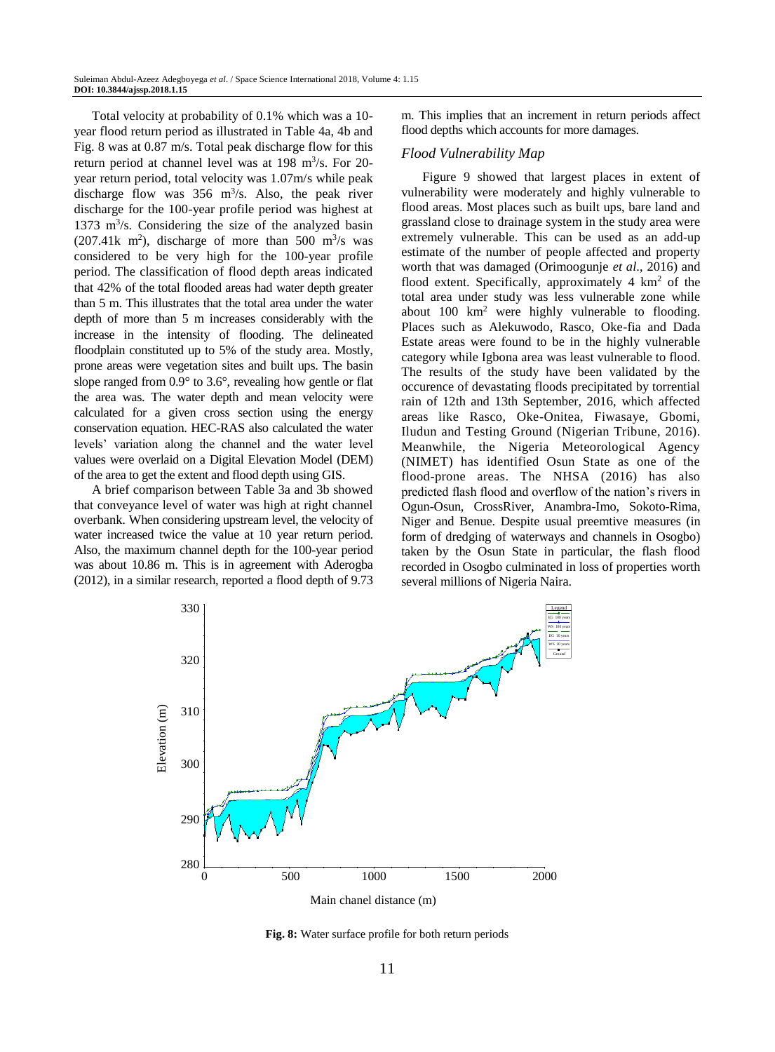Total velocity at probability of 0.1% which was a 10-year flood return period as illustrated in Table 4a, 4b and Fig. 8 was at 0.87 m/s. Total peak discharge flow for this return period at channel level was at 198 $m^3/s$. For 20-year return period, total velocity was 1.07m/s while peak discharge flow was 356 $m^3/s$. Also, the peak river discharge for the 100-year profile period was highest at 1373 $m^3/s$. Considering the size of the analyzed basin (207.41k $m^2$), discharge of more than 500 $m^3/s$ was considered to be very high for the 100-year profile period. The classification of flood depth areas indicated that 42% of the total flooded areas had water depth greater than 5 m. This illustrates that the total area under the water depth of more than 5 m increases considerably with the increase in the intensity of flooding. The delineated floodplain constituted up to 5% of the study area. Mostly, prone areas were vegetation sites and built ups. The basin slope ranged from 0.9° to 3.6°, revealing how gentle or flat the area was. The water depth and mean velocity were calculated for a given cross section using the energy conservation equation. HEC-RAS also calculated the water levels' variation along the channel and the water level values were overlaid on a Digital Elevation Model (DEM) of the area to get the extent and flood depth using GIS.

A brief comparison between Table 3a and 3b showed that conveyance level of water was high at right channel overbank. When considering upstream level, the velocity of water increased twice the value at 10 year return period. Also, the maximum channel depth for the 100-year period was about 10.86 m. This is in agreement with Aderogba (2012), in a similar research, reported a flood depth of 9.73 m. This implies that an increment in return periods affect flood depths which accounts for more damages.

### *Flood Vulnerability Map*

Figure 9 showed that largest places in extent of vulnerability were moderately and highly vulnerable to flood areas. Most places such as built ups, bare land and grassland close to drainage system in the study area were extremely vulnerable. This can be used as an add-up estimate of the number of people affected and property worth that was damaged (Orimoogunje *et al*., 2016) and flood extent. Specifically, approximately 4 $km^2$ of the total area under study was less vulnerable zone while about 100 $km^2$ were highly vulnerable to flooding. Places such as Alekuwodo, Rasco, Oke-fia and Dada Estate areas were found to be in the highly vulnerable category while Igbona area was least vulnerable to flood. The results of the study have been validated by the occurence of devastating floods precipitated by torrential rain of 12th and 13th September, 2016, which affected areas like Rasco, Oke-Onitea, Fiwasaye, Gbomi, Iludun and Testing Ground (Nigerian Tribune, 2016). Meanwhile, the Nigeria Meteorological Agency (NIMET) has identified Osun State as one of the flood-prone areas. The NHSA (2016) has also predicted flash flood and overflow of the nation's rivers in Ogun-Osun, CrossRiver, Anambra-Imo, Sokoto-Rima, Niger and Benue. Despite usual preemtive measures (in form of dredging of waterways and channels in Osogbo) taken by the Osun State in particular, the flash flood recorded in Osogbo culminated in loss of properties worth several millions of Nigeria Naira.

**Fig. 8:** Water surface profile for both return periods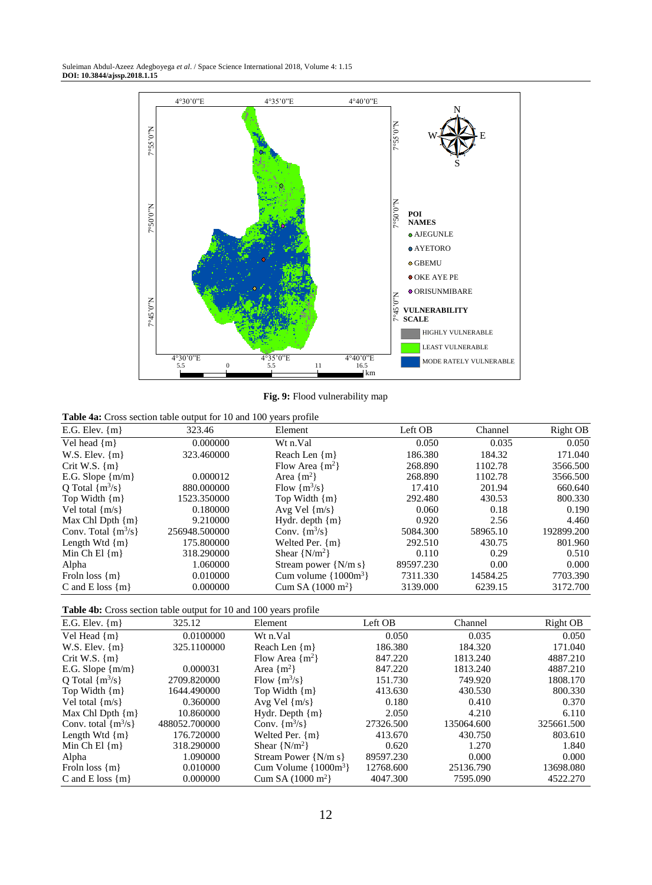**Fig. 9:** Flood vulnerability map

**Table 4a:** Cross section table output for 10 and 100 years profile

| E.G. Elev. {m} | 323.46 | Element | Left OB | Channel | Right OB |
|---|---|---|---|---|---|
| Vel head {m} | 0.000000 | Wt n.Val | 0.050 | 0.035 | 0.050 |
| W.S. Elev. {m} | 323.460000 | Reach Len {m} | 186.380 | 184.32 | 171.040 |
| Crit W.S. {m} | | Flow Area {$m^2$} | 268.890 | 1102.78 | 3566.500 |
| E.G. Slope {m/m} | 0.000012 | Area {$m^2$} | 268.890 | 1102.78 | 3566.500 |
| Q Total {$m^3/s$} | 880.000000 | Flow {$m^3/s$} | 17.410 | 201.94 | 660.640 |
| Top Width {m} | 1523.350000 | Top Width {m} | 292.480 | 430.53 | 800.330 |
| Vel total {m/s} | 0.180000 | Avg Vel {m/s} | 0.060 | 0.18 | 0.190 |
| Max Chl Dpth {m} | 9.210000 | Hydr. depth {m} | 0.920 | 2.56 | 4.460 |
| Conv. Total {$m^3/s$} | 256948.500000 | Conv. {$m^3/s$} | 5084.300 | 58965.10 | 192899.200 |
| Length Wtd {m} | 175.800000 | Welted Per. {m} | 292.510 | 430.75 | 801.960 |
| Min Ch El {m} | 318.290000 | Shear {$N/m^2$} | 0.110 | 0.29 | 0.510 |
| Alpha | 1.060000 | Stream power {N/m s} | 89597.230 | 0.00 | 0.000 |
| Froln loss {m} | 0.010000 | Cum volume {$1000m^3$} | 7311.330 | 14584.25 | 7703.390 |
| C and E loss {m} | 0.000000 | Cum SA (1000 $m^2$) | 3139.000 | 6239.15 | 3172.700 |

**Table 4b:** Cross section table output for 10 and 100 years profile

| E.G. Elev. {m} | 325.12 | Element | Left OB | Channel | Right OB |
|---|---|---|---|---|---|
| Vel Head {m} | 0.0100000 | Wt n.Val | 0.050 | 0.035 | 0.050 |
| W.S. Elev. {m} | 325.1100000 | Reach Len {m} | 186.380 | 184.320 | 171.040 |
| Crit W.S. {m} | | Flow Area {$m^2$} | 847.220 | 1813.240 | 4887.210 |
| E.G. Slope {m/m} | 0.000031 | Area {$m^2$} | 847.220 | 1813.240 | 4887.210 |
| Q Total {$m^3/s$} | 2709.820000 | Flow {$m^3/s$} | 151.730 | 749.920 | 1808.170 |
| Top Width {m} | 1644.490000 | Top Width {m} | 413.630 | 430.530 | 800.330 |
| Vel total {m/s} | 0.360000 | Avg Vel {m/s} | 0.180 | 0.410 | 0.370 |
| Max Chl Dpth {m} | 10.860000 | Hydr. Depth {m} | 2.050 | 4.210 | 6.110 |
| Conv. total {$m^3/s$} | 488052.700000 | Conv. {$m^3/s$} | 27326.500 | 135064.600 | 325661.500 |
| Length Wtd {m} | 176.720000 | Welted Per. {m} | 413.670 | 430.750 | 803.610 |
| Min Ch El {m} | 318.290000 | Shear {$N/m^2$} | 0.620 | 1.270 | 1.840 |
| Alpha | 1.090000 | Stream Power {N/m s} | 89597.230 | 0.000 | 0.000 |
| Froln loss {m} | 0.010000 | Cum Volume {$1000m^3$} | 12768.600 | 25136.790 | 13698.080 |
| C and E loss {m} | 0.000000 | Cum SA (1000 $m^2$) | 4047.300 | 7595.090 | 4522.270 |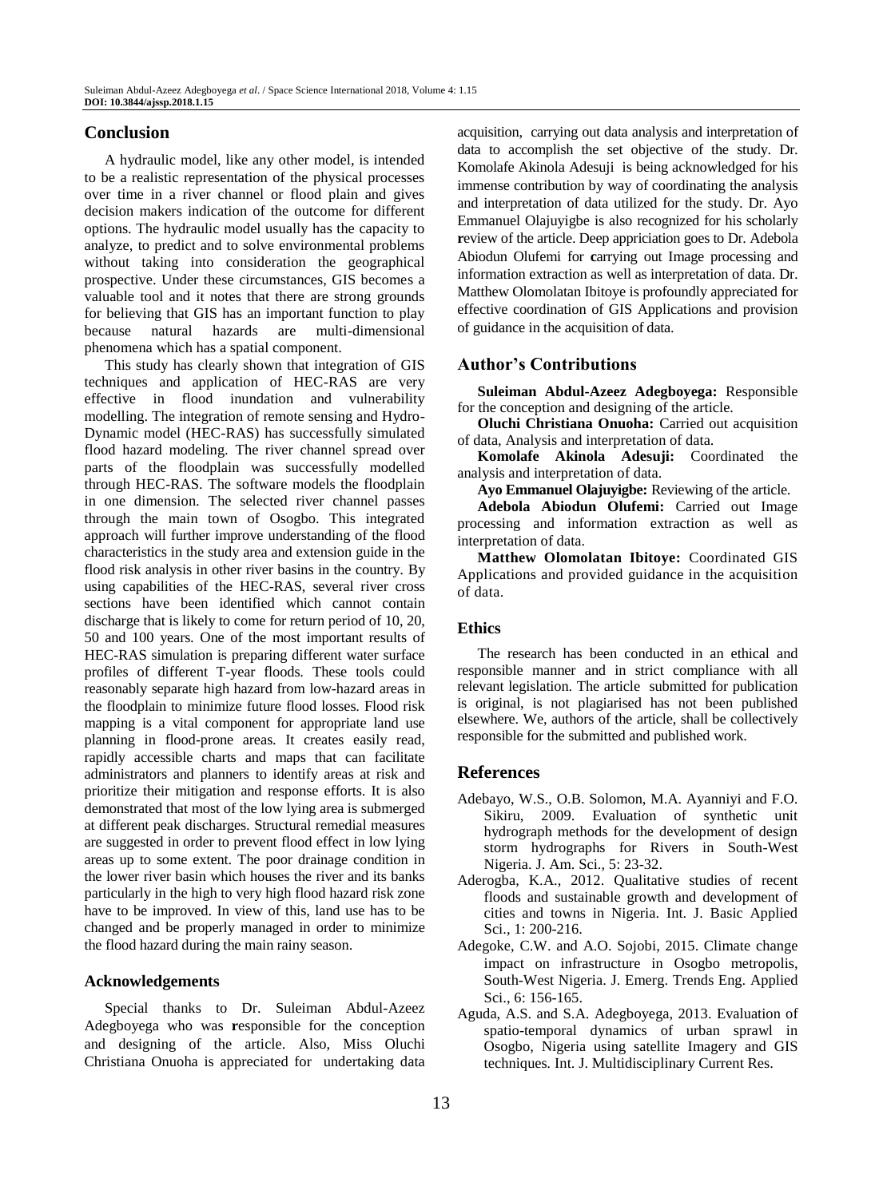## Conclusion

A hydraulic model, like any other model, is intended to be a realistic representation of the physical processes over time in a river channel or flood plain and gives decision makers indication of the outcome for different options. The hydraulic model usually has the capacity to analyze, to predict and to solve environmental problems without taking into consideration the geographical prospective. Under these circumstances, GIS becomes a valuable tool and it notes that there are strong grounds for believing that GIS has an important function to play because natural hazards are multi-dimensional phenomena which has a spatial component.

This study has clearly shown that integration of GIS techniques and application of HEC-RAS are very effective in flood inundation and vulnerability modelling. The integration of remote sensing and Hydro-Dynamic model (HEC-RAS) has successfully simulated flood hazard modeling. The river channel spread over parts of the floodplain was successfully modelled through HEC-RAS. The software models the floodplain in one dimension. The selected river channel passes through the main town of Osogbo. This integrated approach will further improve understanding of the flood characteristics in the study area and extension guide in the flood risk analysis in other river basins in the country. By using capabilities of the HEC-RAS, several river cross sections have been identified which cannot contain discharge that is likely to come for return period of 10, 20, 50 and 100 years. One of the most important results of HEC-RAS simulation is preparing different water surface profiles of different T-year floods. These tools could reasonably separate high hazard from low-hazard areas in the floodplain to minimize future flood losses. Flood risk mapping is a vital component for appropriate land use planning in flood-prone areas. It creates easily read, rapidly accessible charts and maps that can facilitate administrators and planners to identify areas at risk and prioritize their mitigation and response efforts. It is also demonstrated that most of the low lying area is submerged at different peak discharges. Structural remedial measures are suggested in order to prevent flood effect in low lying areas up to some extent. The poor drainage condition in the lower river basin which houses the river and its banks particularly in the high to very high flood hazard risk zone have to be improved. In view of this, land use has to be changed and be properly managed in order to minimize the flood hazard during the main rainy season.

### Acknowledgements

Special thanks to Dr. Suleiman Abdul-Azeez Adegboyega who was **r**esponsible for the conception and designing of the article. Also, Miss Oluchi Christiana Onuoha is appreciated for undertaking data acquisition, carrying out data analysis and interpretation of data to accomplish the set objective of the study. Dr. Komolafe Akinola Adesuji is being acknowledged for his immense contribution by way of coordinating the analysis and interpretation of data utilized for the study. Dr. Ayo Emmanuel Olajuyigbe is also recognized for his scholarly **r**eview of the article. Deep appriciation goes to Dr. Adebola Abiodun Olufemi for **c**arrying out Image processing and information extraction as well as interpretation of data. Dr. Matthew Olomolatan Ibitoye is profoundly appreciated for effective coordination of GIS Applications and provision of guidance in the acquisition of data.

## Author's Contributions

**Suleiman Abdul-Azeez Adegboyega:** Responsible for the conception and designing of the article.

**Oluchi Christiana Onuoha:** Carried out acquisition of data, Analysis and interpretation of data.

**Komolafe Akinola Adesuji:** Coordinated the analysis and interpretation of data.

**Ayo Emmanuel Olajuyigbe:** Reviewing of the article.

**Adebola Abiodun Olufemi:** Carried out Image processing and information extraction as well as interpretation of data.

**Matthew Olomolatan Ibitoye:** Coordinated GIS Applications and provided guidance in the acquisition of data.

### Ethics

The research has been conducted in an ethical and responsible manner and in strict compliance with all relevant legislation. The article submitted for publication is original, is not plagiarised has not been published elsewhere. We, authors of the article, shall be collectively responsible for the submitted and published work.

## References

Adebayo, W.S., O.B. Solomon, M.A. Ayanniyi and F.O. Sikiru, 2009. Evaluation of synthetic unit hydrograph methods for the development of design storm hydrographs for Rivers in South-West Nigeria. J. Am. Sci., 5: 23-32.

Aderogba, K.A., 2012. Qualitative studies of recent floods and sustainable growth and development of cities and towns in Nigeria. Int. J. Basic Applied Sci., 1: 200-216.

Adegoke, C.W. and A.O. Sojobi, 2015. Climate change impact on infrastructure in Osogbo metropolis, South-West Nigeria. J. Emerg. Trends Eng. Applied Sci., 6: 156-165.

Aguda, A.S. and S.A. Adegboyega, 2013. Evaluation of spatio-temporal dynamics of urban sprawl in Osogbo, Nigeria using satellite Imagery and GIS techniques. Int. J. Multidisciplinary Current Res.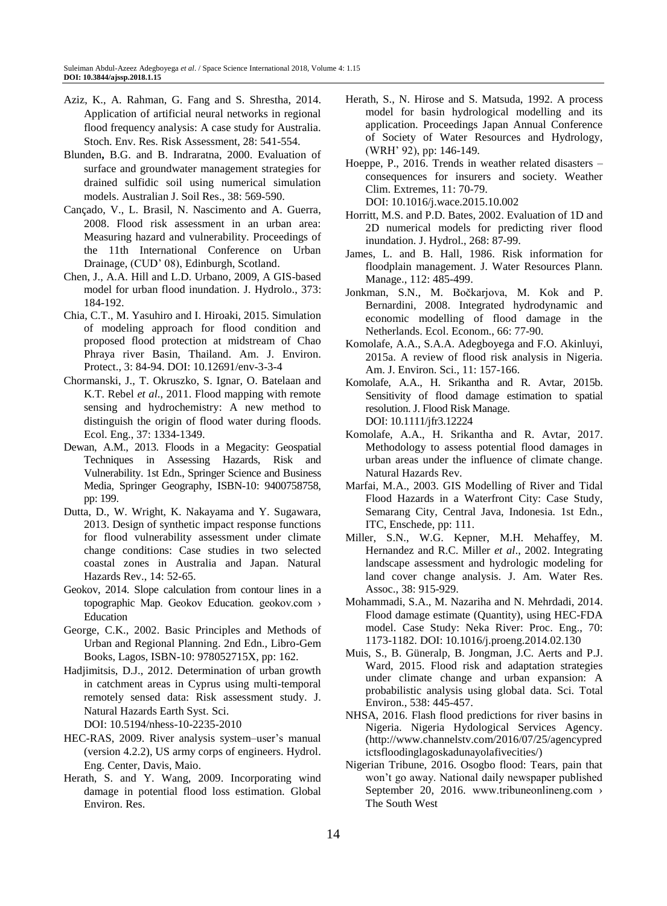Aziz, K., A. Rahman, G. Fang and S. Shrestha, 2014. Application of artificial neural networks in regional flood frequency analysis: A case study for Australia. Stoch. Env. Res. Risk Assessment, 28: 541-554.

Blunden, B.G. and B. Indraratna, 2000. Evaluation of surface and groundwater management strategies for drained sulfidic soil using numerical simulation models. Australian J. Soil Res., 38: 569-590.

Cançado, V., L. Brasil, N. Nascimento and A. Guerra, 2008. Flood risk assessment in an urban area: Measuring hazard and vulnerability. Proceedings of the 11th International Conference on Urban Drainage, (CUD' 08), Edinburgh, Scotland.

Chen, J., A.A. Hill and L.D. Urbano, 2009, A GIS-based model for urban flood inundation. J. Hydrolo., 373: 184-192.

Chia, C.T., M. Yasuhiro and I. Hiroaki, 2015. Simulation of modeling approach for flood condition and proposed flood protection at midstream of Chao Phraya river Basin, Thailand. Am. J. Environ. Protect., 3: 84-94. DOI: 10.12691/env-3-3-4

Chormanski, J., T. Okruszko, S. Ignar, O. Batelaan and K.T. Rebel *et al*., 2011. Flood mapping with remote sensing and hydrochemistry: A new method to distinguish the origin of flood water during floods. Ecol. Eng., 37: 1334-1349.

Dewan, A.M., 2013. Floods in a Megacity: Geospatial Techniques in Assessing Hazards, Risk and Vulnerability. 1st Edn., Springer Science and Business Media, Springer Geography, ISBN-10: 9400758758, pp: 199.

Dutta, D., W. Wright, K. Nakayama and Y. Sugawara, 2013. Design of synthetic impact response functions for flood vulnerability assessment under climate change conditions: Case studies in two selected coastal zones in Australia and Japan. Natural Hazards Rev., 14: 52-65.

Geokov, 2014. Slope calculation from contour lines in a topographic Map. Geokov Education. geokov.com › Education

George, C.K., 2002. Basic Principles and Methods of Urban and Regional Planning. 2nd Edn., Libro-Gem Books, Lagos, ISBN-10: 978052715X, pp: 162.

Hadjimitsis, D.J., 2012. Determination of urban growth in catchment areas in Cyprus using multi-temporal remotely sensed data: Risk assessment study. J. Natural Hazards Earth Syst. Sci. DOI: 10.5194/nhess-10-2235-2010

HEC-RAS, 2009. River analysis system–user's manual (version 4.2.2), US army corps of engineers. Hydrol. Eng. Center, Davis, Maio.

Herath, S. and Y. Wang, 2009. Incorporating wind damage in potential flood loss estimation. Global Environ. Res.

Herath, S., N. Hirose and S. Matsuda, 1992. A process model for basin hydrological modelling and its application. Proceedings Japan Annual Conference of Society of Water Resources and Hydrology, (WRH' 92), pp: 146-149.

Hoeppe, P., 2016. Trends in weather related disasters – consequences for insurers and society. Weather Clim. Extremes, 11: 70-79. DOI: 10.1016/j.wace.2015.10.002

Horritt, M.S. and P.D. Bates, 2002. Evaluation of 1D and 2D numerical models for predicting river flood inundation. J. Hydrol., 268: 87-99.

James, L. and B. Hall, 1986. Risk information for floodplain management. J. Water Resources Plann. Manage., 112: 485-499.

Jonkman, S.N., M. Bočkarjova, M. Kok and P. Bernardini, 2008. Integrated hydrodynamic and economic modelling of flood damage in the Netherlands. Ecol. Econom., 66: 77-90.

Komolafe, A.A., S.A.A. Adegboyega and F.O. Akinluyi, 2015a. A review of flood risk analysis in Nigeria. Am. J. Environ. Sci., 11: 157-166.

Komolafe, A.A., H. Srikantha and R. Avtar, 2015b. Sensitivity of flood damage estimation to spatial resolution. J. Flood Risk Manage. DOI: 10.1111/jfr3.12224

Komolafe, A.A., H. Srikantha and R. Avtar, 2017. Methodology to assess potential flood damages in urban areas under the influence of climate change. Natural Hazards Rev.

Marfai, M.A., 2003. GIS Modelling of River and Tidal Flood Hazards in a Waterfront City: Case Study, Semarang City, Central Java, Indonesia. 1st Edn., ITC, Enschede, pp: 111.

Miller, S.N., W.G. Kepner, M.H. Mehaffey, M. Hernandez and R.C. Miller *et al*., 2002. Integrating landscape assessment and hydrologic modeling for land cover change analysis. J. Am. Water Res. Assoc., 38: 915-929.

Mohammadi, S.A., M. Nazariha and N. Mehrdadi, 2014. Flood damage estimate (Quantity), using HEC-FDA model. Case Study: Neka River: Proc. Eng., 70: 1173-1182. DOI: 10.1016/j.proeng.2014.02.130

Muis, S., B. Güneralp, B. Jongman, J.C. Aerts and P.J. Ward, 2015. Flood risk and adaptation strategies under climate change and urban expansion: A probabilistic analysis using global data. Sci. Total Environ., 538: 445-457.

NHSA, 2016. Flash flood predictions for river basins in Nigeria. Nigeria Hydrological Services Agency. (http://www.channelstv.com/2016/07/25/agencypredictsfloodinglagoskadunayolafivecities/)

Nigerian Tribune, 2016. Osogbo flood: Tears, pain that won't go away. National daily newspaper published September 20, 2016. www.tribuneonlineng.com › The South West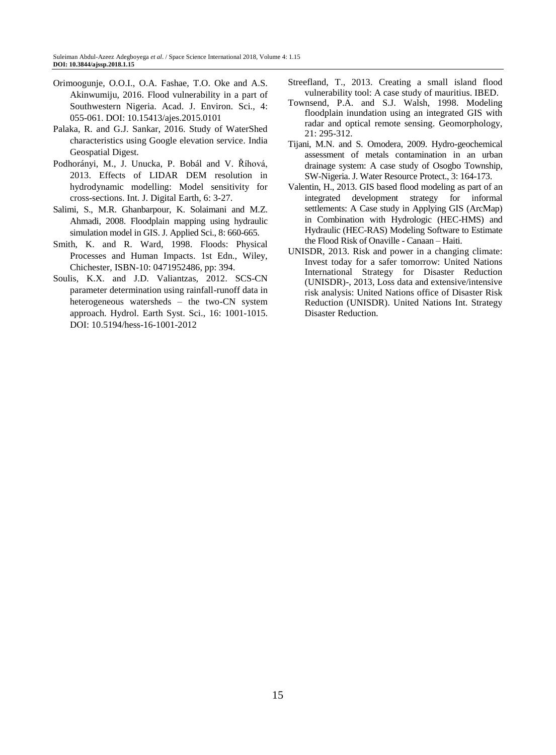Orimoogunje, O.O.I., O.A. Fashae, T.O. Oke and A.S. Akinwumiju, 2016. Flood vulnerability in a part of Southwestern Nigeria. Acad. J. Environ. Sci., 4: 055-061. DOI: 10.15413/ajes.2015.0101

Palaka, R. and G.J. Sankar, 2016. Study of WaterShed characteristics using Google elevation service. India Geospatial Digest.

Podhorányi, M., J. Unucka, P. Bobál and V. Říhová, 2013. Effects of LIDAR DEM resolution in hydrodynamic modelling: Model sensitivity for cross-sections. Int. J. Digital Earth, 6: 3-27.

Salimi, S., M.R. Ghanbarpour, K. Solaimani and M.Z. Ahmadi, 2008. Floodplain mapping using hydraulic simulation model in GIS. J. Applied Sci., 8: 660-665.

Smith, K. and R. Ward, 1998. Floods: Physical Processes and Human Impacts. 1st Edn., Wiley, Chichester, ISBN-10: 0471952486, pp: 394.

Soulis, K.X. and J.D. Valiantzas, 2012. SCS-CN parameter determination using rainfall-runoff data in heterogeneous watersheds – the two-CN system approach. Hydrol. Earth Syst. Sci., 16: 1001-1015. DOI: 10.5194/hess-16-1001-2012

Streefland, T., 2013. Creating a small island flood vulnerability tool: A case study of mauritius. IBED.

Townsend, P.A. and S.J. Walsh, 1998. Modeling floodplain inundation using an integrated GIS with radar and optical remote sensing. Geomorphology, 21: 295-312.

Tijani, M.N. and S. Omodera, 2009. Hydro-geochemical assessment of metals contamination in an urban drainage system: A case study of Osogbo Township, SW-Nigeria. J. Water Resource Protect., 3: 164-173.

Valentin, H., 2013. GIS based flood modeling as part of an integrated development strategy for informal settlements: A Case study in Applying GIS (ArcMap) in Combination with Hydrologic (HEC-HMS) and Hydraulic (HEC-RAS) Modeling Software to Estimate the Flood Risk of Onaville - Canaan – Haiti.

UNISDR, 2013. Risk and power in a changing climate: Invest today for a safer tomorrow: United Nations International Strategy for Disaster Reduction (UNISDR)-, 2013, Loss data and extensive/intensive risk analysis: United Nations office of Disaster Risk Reduction (UNISDR). United Nations Int. Strategy Disaster Reduction.